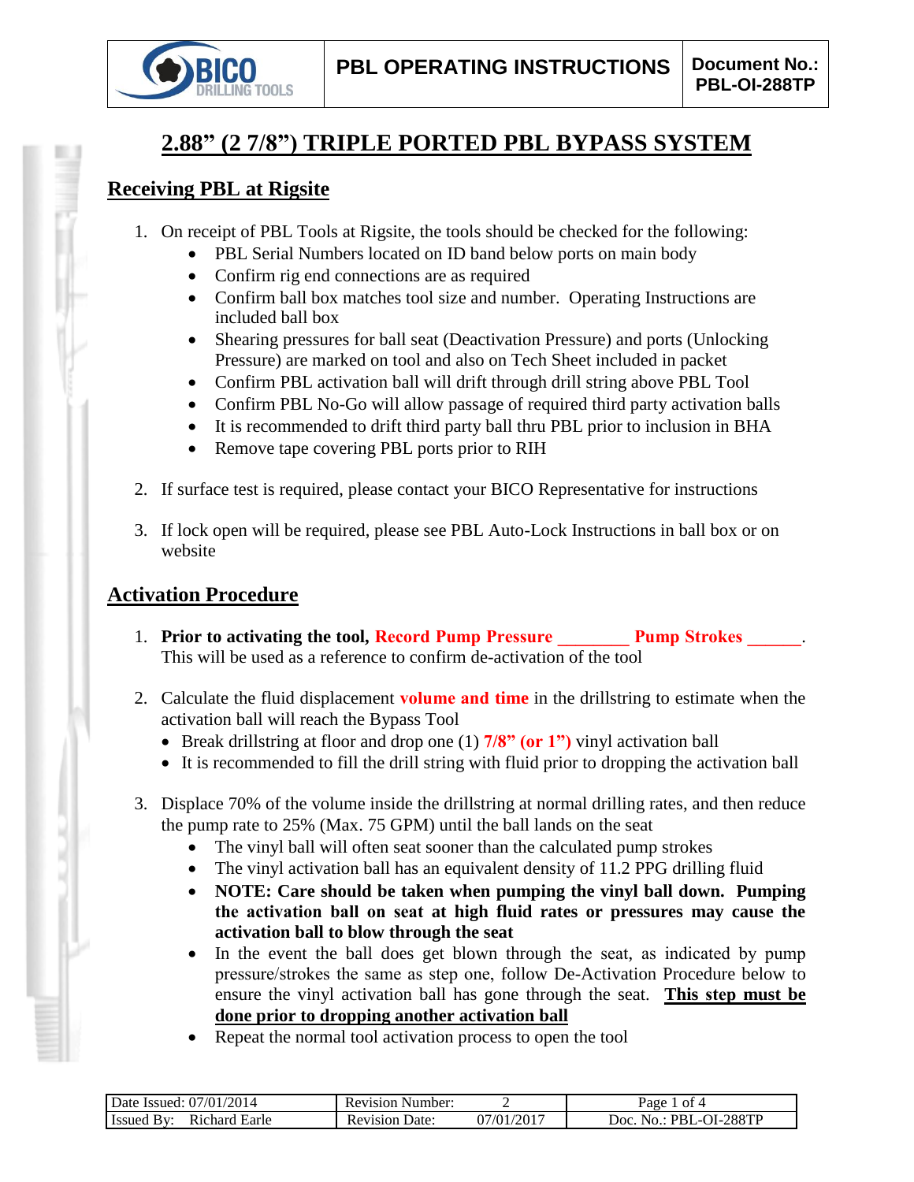# 2.88" (2 7/8") TRIPLE PORTED PBL BYPASS SYSTEM

## Receiving PBL at Rigsite

1. On receipt of PBL Tools at Rigsite, the tools should be checked for the following:
   - PBL Serial Numbers located on ID band below ports on main body
   - Confirm rig end connections are as required
   - Confirm ball box matches tool size and number. Operating Instructions are included ball box
   - Shearing pressures for ball seat (Deactivation Pressure) and ports (Unlocking Pressure) are marked on tool and also on Tech Sheet included in packet
   - Confirm PBL activation ball will drift through drill string above PBL Tool
   - Confirm PBL No-Go will allow passage of required third party activation balls
   - It is recommended to drift third party ball thru PBL prior to inclusion in BHA
   - Remove tape covering PBL ports prior to RIH

2. If surface test is required, please contact your BICO Representative for instructions

3. If lock open will be required, please see PBL Auto-Lock Instructions in ball box or on website

## Activation Procedure

1. **Prior to activating the tool, Record Pump Pressure ________ Pump Strokes ______**. This will be used as a reference to confirm de-activation of the tool

2. Calculate the fluid displacement **volume and time** in the drillstring to estimate when the activation ball will reach the Bypass Tool
   - Break drillstring at floor and drop one (1) **7/8" (or 1")** vinyl activation ball
   - It is recommended to fill the drill string with fluid prior to dropping the activation ball

3. Displace 70% of the volume inside the drillstring at normal drilling rates, and then reduce the pump rate to 25% (Max. 75 GPM) until the ball lands on the seat
   - The vinyl ball will often seat sooner than the calculated pump strokes
   - The vinyl activation ball has an equivalent density of 11.2 PPG drilling fluid
   - **NOTE: Care should be taken when pumping the vinyl ball down. Pumping the activation ball on seat at high fluid rates or pressures may cause the activation ball to blow through the seat**
   - In the event the ball does get blown through the seat, as indicated by pump pressure/strokes the same as step one, follow De-Activation Procedure below to ensure the vinyl activation ball has gone through the seat. **<u>This step must be done prior to dropping another activation ball</u>**
   - Repeat the normal tool activation process to open the tool

| Date Issued: 07/01/2014 | Revision Number: | 2 | |
|---|---|---|---|
| Issued By: Richard Earle | Revision Date: | 07/01/2017 | Doc. No.: PBL-OI-288TP |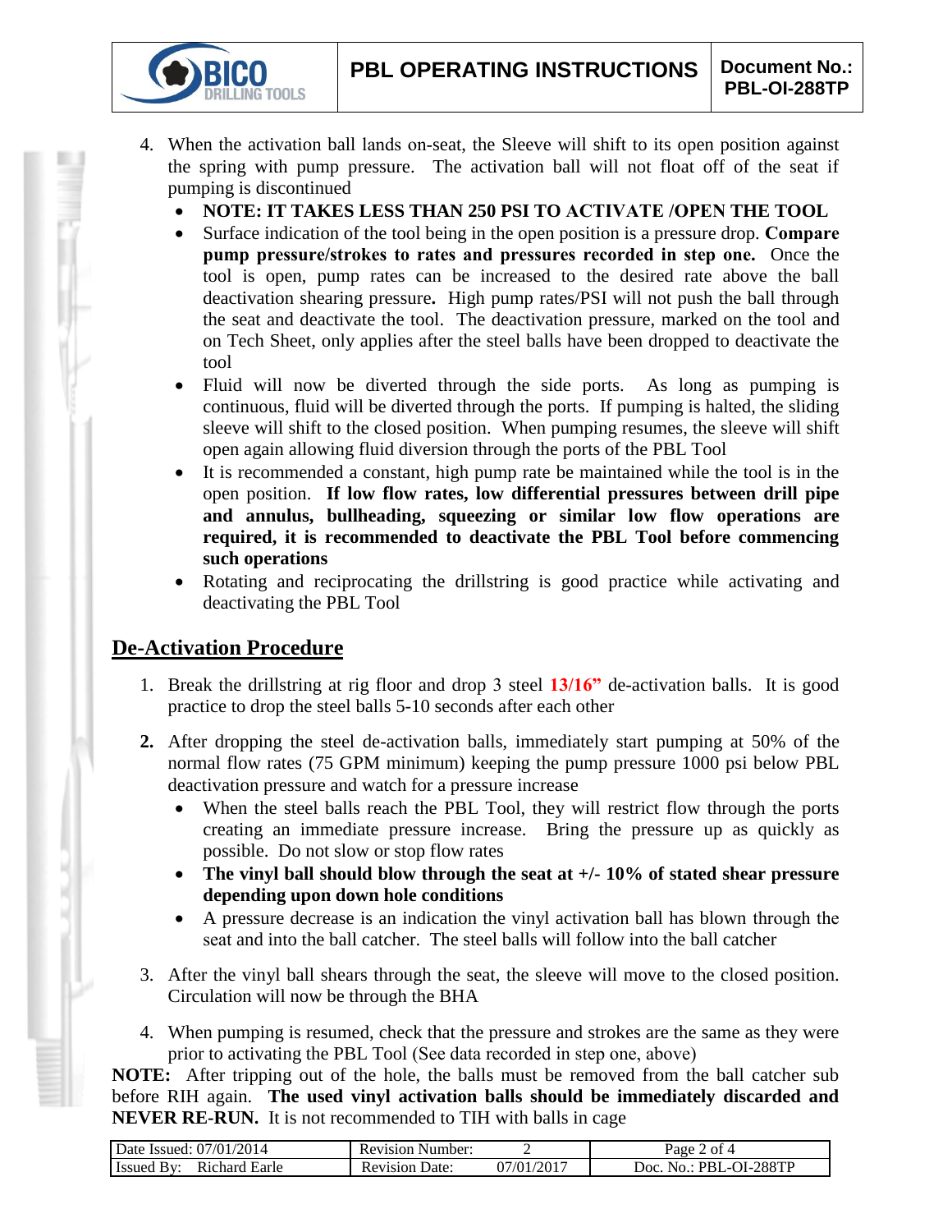4. When the activation ball lands on-seat, the Sleeve will shift to its open position against the spring with pump pressure. The activation ball will not float off of the seat if pumping is discontinued
   - **NOTE: IT TAKES LESS THAN 250 PSI TO ACTIVATE /OPEN THE TOOL**
   - Surface indication of the tool being in the open position is a pressure drop. **Compare pump pressure/strokes to rates and pressures recorded in step one.** Once the tool is open, pump rates can be increased to the desired rate above the ball deactivation shearing pressure**.** High pump rates/PSI will not push the ball through the seat and deactivate the tool. The deactivation pressure, marked on the tool and on Tech Sheet, only applies after the steel balls have been dropped to deactivate the tool
   - Fluid will now be diverted through the side ports. As long as pumping is continuous, fluid will be diverted through the ports. If pumping is halted, the sliding sleeve will shift to the closed position. When pumping resumes, the sleeve will shift open again allowing fluid diversion through the ports of the PBL Tool
   - It is recommended a constant, high pump rate be maintained while the tool is in the open position. **If low flow rates, low differential pressures between drill pipe and annulus, bullheading, squeezing or similar low flow operations are required, it is recommended to deactivate the PBL Tool before commencing such operations**
   - Rotating and reciprocating the drillstring is good practice while activating and deactivating the PBL Tool

## De-Activation Procedure

1. Break the drillstring at rig floor and drop 3 steel **13/16"** de-activation balls. It is good practice to drop the steel balls 5-10 seconds after each other

2. After dropping the steel de-activation balls, immediately start pumping at 50% of the normal flow rates (75 GPM minimum) keeping the pump pressure 1000 psi below PBL deactivation pressure and watch for a pressure increase
   - When the steel balls reach the PBL Tool, they will restrict flow through the ports creating an immediate pressure increase. Bring the pressure up as quickly as possible. Do not slow or stop flow rates
   - **The vinyl ball should blow through the seat at +/- 10% of stated shear pressure depending upon down hole conditions**
   - A pressure decrease is an indication the vinyl activation ball has blown through the seat and into the ball catcher. The steel balls will follow into the ball catcher

3. After the vinyl ball shears through the seat, the sleeve will move to the closed position. Circulation will now be through the BHA

4. When pumping is resumed, check that the pressure and strokes are the same as they were prior to activating the PBL Tool (See data recorded in step one, above)

**NOTE:** After tripping out of the hole, the balls must be removed from the ball catcher sub before RIH again. **The used vinyl activation balls should be immediately discarded and NEVER RE-RUN.** It is not recommended to TIH with balls in cage

| Date Issued: 07/01/2014 | Revision Number: 2 | |
|---|---|---|
| Issued By: Richard Earle | Revision Date: 07/01/2017 | Doc. No.: PBL-OI-288TP |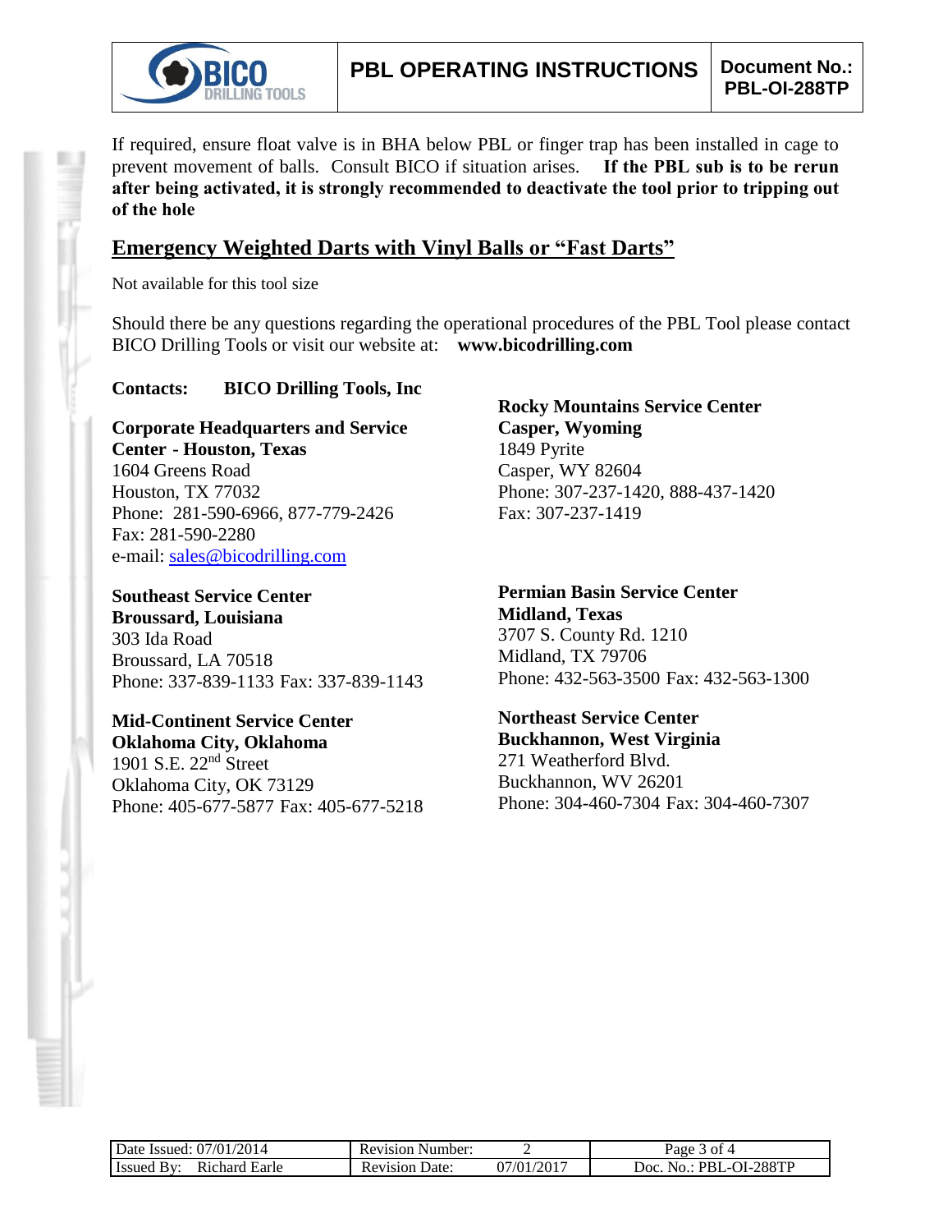If required, ensure float valve is in BHA below PBL or finger trap has been installed in cage to prevent movement of balls. Consult BICO if situation arises. **If the PBL sub is to be rerun after being activated, it is strongly recommended to deactivate the tool prior to tripping out of the hole**

## Emergency Weighted Darts with Vinyl Balls or "Fast Darts"

Not available for this tool size

Should there be any questions regarding the operational procedures of the PBL Tool please contact BICO Drilling Tools or visit our website at: **www.bicodrilling.com**

**Contacts: BICO Drilling Tools, Inc**

**Corporate Headquarters and Service Center - Houston, Texas**
1604 Greens Road
Houston, TX 77032
Phone: 281-590-6966, 877-779-2426
Fax: 281-590-2280
e-mail: sales@bicodrilling.com

**Southeast Service Center**
**Broussard, Louisiana**
303 Ida Road
Broussard, LA 70518
Phone: 337-839-1133 Fax: 337-839-1143

**Mid-Continent Service Center**
**Oklahoma City, Oklahoma**
1901 S.E. 22nd Street
Oklahoma City, OK 73129
Phone: 405-677-5877 Fax: 405-677-5218

**Rocky Mountains Service Center**
**Casper, Wyoming**
1849 Pyrite
Casper, WY 82604
Phone: 307-237-1420, 888-437-1420
Fax: 307-237-1419

**Permian Basin Service Center**
**Midland, Texas**
3707 S. County Rd. 1210
Midland, TX 79706
Phone: 432-563-3500 Fax: 432-563-1300

**Northeast Service Center**
**Buckhannon, West Virginia**
271 Weatherford Blvd.
Buckhannon, WV 26201
Phone: 304-460-7304 Fax: 304-460-7307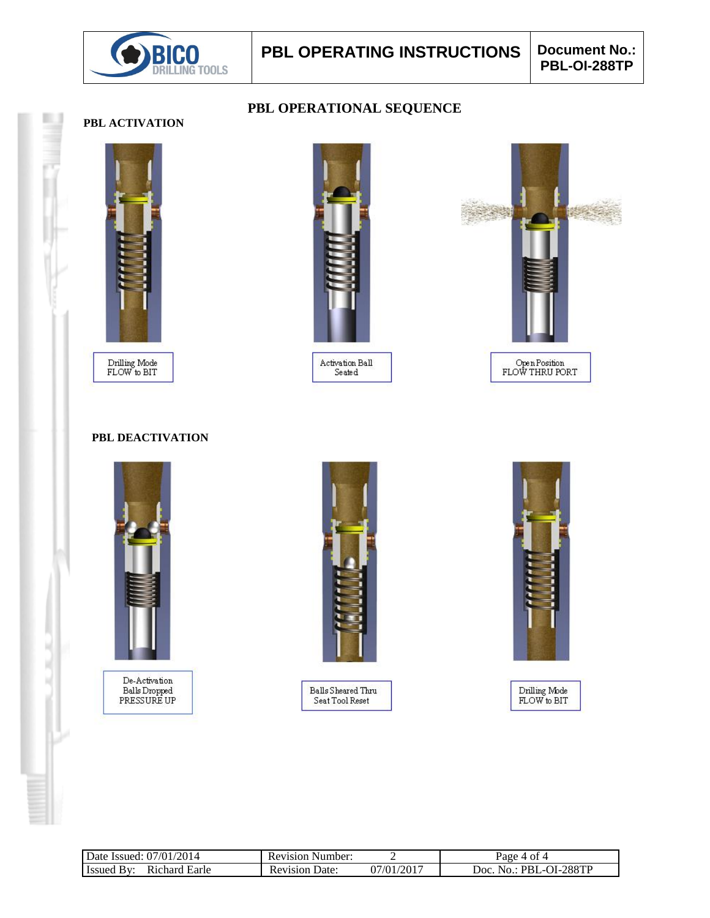# PBL OPERATIONAL SEQUENCE

## PBL ACTIVATION

Drilling Mode
FLOW to BIT

Activation Ball
Seated

Open Position
FLOW THRU PORT

## PBL DEACTIVATION

De-Activation
Balls Dropped
PRESSURE UP

Balls Sheared Thru
Seat Tool Reset

Drilling Mode
FLOW to BIT